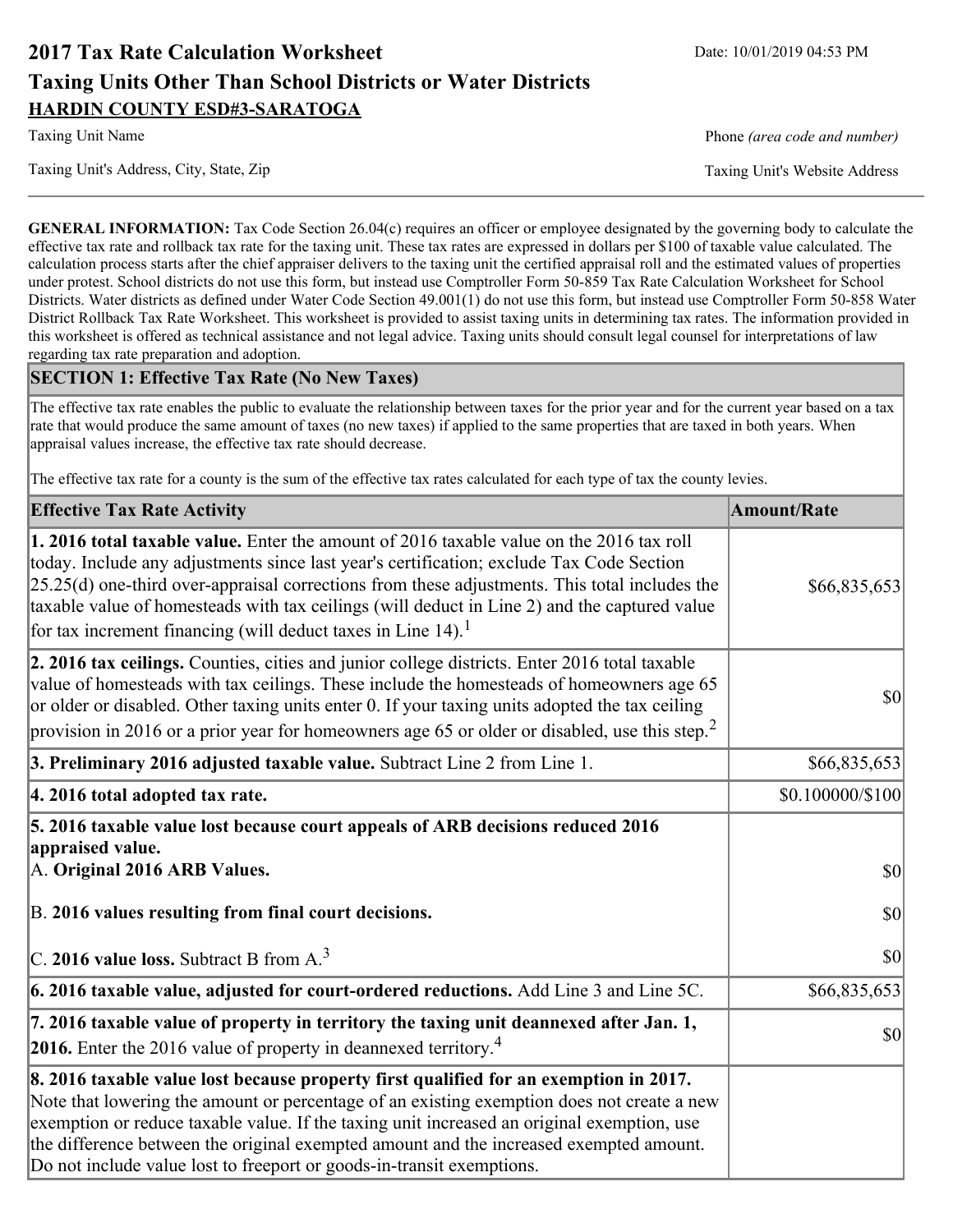# 2017 Tax Rate Calculation Worksheet

Date: 10/01/2019 04:53 PM

## Taxing Units Other Than School Districts or Water Districts

**HARDIN COUNTY ESD#3-SARATOGA**

Taxing Unit Name

Phone *(area code and number)*

Taxing Unit's Address, City, State, Zip

Taxing Unit's Website Address

**GENERAL INFORMATION:** Tax Code Section 26.04(c) requires an officer or employee designated by the governing body to calculate the effective tax rate and rollback tax rate for the taxing unit. These tax rates are expressed in dollars per $100 of taxable value calculated. The calculation process starts after the chief appraiser delivers to the taxing unit the certified appraisal roll and the estimated values of properties under protest. School districts do not use this form, but instead use Comptroller Form 50-859 Tax Rate Calculation Worksheet for School Districts. Water districts as defined under Water Code Section 49.001(1) do not use this form, but instead use Comptroller Form 50-858 Water District Rollback Tax Rate Worksheet. This worksheet is provided to assist taxing units in determining tax rates. The information provided in this worksheet is offered as technical assistance and not legal advice. Taxing units should consult legal counsel for interpretations of law regarding tax rate preparation and adoption.

**SECTION 1: Effective Tax Rate (No New Taxes)**

The effective tax rate enables the public to evaluate the relationship between taxes for the prior year and for the current year based on a tax rate that would produce the same amount of taxes (no new taxes) if applied to the same properties that are taxed in both years. When appraisal values increase, the effective tax rate should decrease.

The effective tax rate for a county is the sum of the effective tax rates calculated for each type of tax the county levies.

| Effective Tax Rate Activity | Amount/Rate |
|---|---|
| **1. 2016 total taxable value.** Enter the amount of 2016 taxable value on the 2016 tax roll today. Include any adjustments since last year's certification; exclude Tax Code Section 25.25(d) one-third over-appraisal corrections from these adjustments. This total includes the taxable value of homesteads with tax ceilings (will deduct in Line 2) and the captured value for tax increment financing (will deduct taxes in Line 14).[1] | $66,835,653 |
| **2. 2016 tax ceilings.** Counties, cities and junior college districts. Enter 2016 total taxable value of homesteads with tax ceilings. These include the homesteads of homeowners age 65 or older or disabled. Other taxing units enter 0. If your taxing units adopted the tax ceiling provision in 2016 or a prior year for homeowners age 65 or older or disabled, use this step.[2] | $0 |
| **3. Preliminary 2016 adjusted taxable value.** Subtract Line 2 from Line 1. | $66,835,653 |
| **4. 2016 total adopted tax rate.** | $0.100000/$100 |
| **5. 2016 taxable value lost because court appeals of ARB decisions reduced 2016 appraised value.** | |
| A. **Original 2016 ARB Values.** | $0 |
| B. **2016 values resulting from final court decisions.** | $0 |
| C. **2016 value loss.** Subtract B from A.[3] | $0 |
| **6. 2016 taxable value, adjusted for court-ordered reductions.** Add Line 3 and Line 5C. | $66,835,653 |
| **7. 2016 taxable value of property in territory the taxing unit deannexed after Jan. 1, 2016.** Enter the 2016 value of property in deannexed territory.[4] | $0 |
| **8. 2016 taxable value lost because property first qualified for an exemption in 2017.** Note that lowering the amount or percentage of an existing exemption does not create a new exemption or reduce taxable value. If the taxing unit increased an original exemption, use the difference between the original exempted amount and the increased exempted amount. Do not include value lost to freeport or goods-in-transit exemptions. | |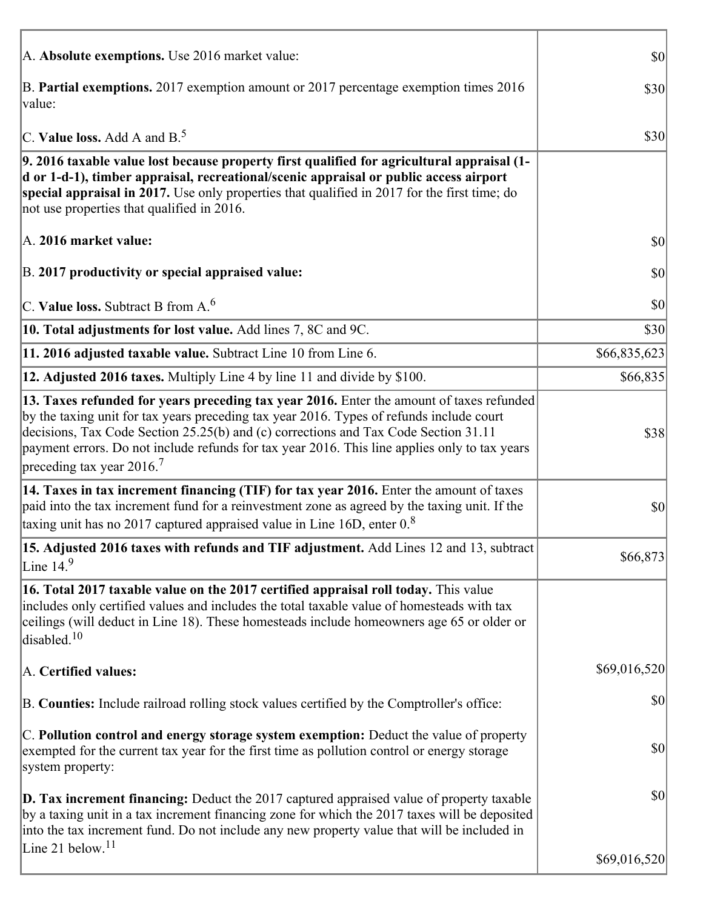| | |
|---|---|
| A. **Absolute exemptions.** Use 2016 market value: | $0 |
| B. **Partial exemptions.** 2017 exemption amount or 2017 percentage exemption times 2016 value: | $30 |
| C. **Value loss.** Add A and B.[5] | $30 |
| **9. 2016 taxable value lost because property first qualified for agricultural appraisal (1-d or 1-d-1), timber appraisal, recreational/scenic appraisal or public access airport special appraisal in 2017.** Use only properties that qualified in 2017 for the first time; do not use properties that qualified in 2016.<br><br>A. **2016 market value:**<br><br>B. **2017 productivity or special appraised value:**<br><br>C. **Value loss.** Subtract B from A.[6] | <br><br><br><br>$0<br><br>$0<br><br>$0 |
| **10. Total adjustments for lost value.** Add lines 7, 8C and 9C. | $30 |
| **11. 2016 adjusted taxable value.** Subtract Line 10 from Line 6. | $66,835,623 |
| **12. Adjusted 2016 taxes.** Multiply Line 4 by line 11 and divide by $100. | $66,835 |
| **13. Taxes refunded for years preceding tax year 2016.** Enter the amount of taxes refunded by the taxing unit for tax years preceding tax year 2016. Types of refunds include court decisions, Tax Code Section 25.25(b) and (c) corrections and Tax Code Section 31.11 payment errors. Do not include refunds for tax year 2016. This line applies only to tax years preceding tax year 2016.[7] | $38 |
| **14. Taxes in tax increment financing (TIF) for tax year 2016.** Enter the amount of taxes paid into the tax increment fund for a reinvestment zone as agreed by the taxing unit. If the taxing unit has no 2017 captured appraised value in Line 16D, enter 0.[8] | $0 |
| **15. Adjusted 2016 taxes with refunds and TIF adjustment.** Add Lines 12 and 13, subtract Line 14.[9] | $66,873 |
| **16. Total 2017 taxable value on the 2017 certified appraisal roll today.** This value includes only certified values and includes the total taxable value of homesteads with tax ceilings (will deduct in Line 18). These homesteads include homeowners age 65 or older or disabled.[10]<br><br>A. **Certified values:**<br><br>B. **Counties:** Include railroad rolling stock values certified by the Comptroller's office:<br><br>C. **Pollution control and energy storage system exemption:** Deduct the value of property exempted for the current tax year for the first time as pollution control or energy storage system property:<br><br>**D. Tax increment financing:** Deduct the 2017 captured appraised value of property taxable by a taxing unit in a tax increment financing zone for which the 2017 taxes will be deposited into the tax increment fund. Do not include any new property value that will be included in Line 21 below.[11] | <br><br><br><br>$69,016,520<br><br>$0<br><br>$0<br><br>$0<br><br>$69,016,520 |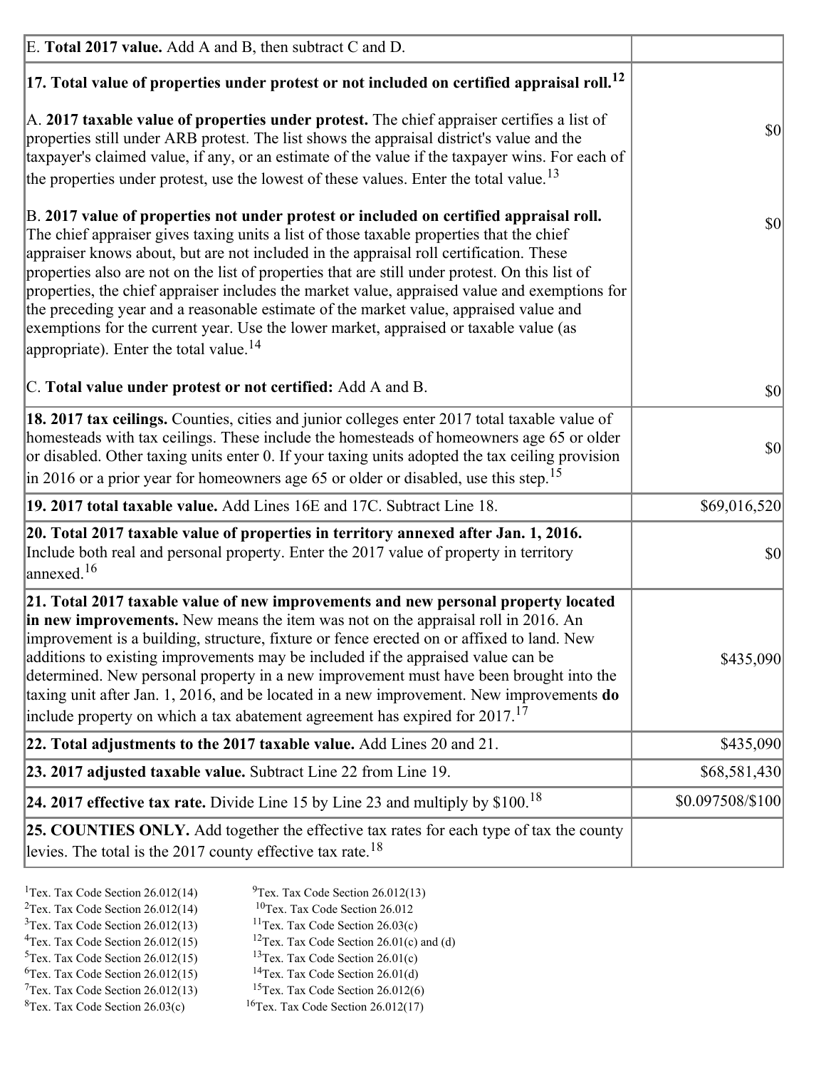| | |
|---|---|
| E. **Total 2017 value.** Add A and B, then subtract C and D. | |
| **17. Total value of properties under protest or not included on certified appraisal roll.**[12] | |
| A. **2017 taxable value of properties under protest.** The chief appraiser certifies a list of properties still under ARB protest. The list shows the appraisal district's value and the taxpayer's claimed value, if any, or an estimate of the value if the taxpayer wins. For each of the properties under protest, use the lowest of these values. Enter the total value.[13] | $0 |
| B. **2017 value of properties not under protest or included on certified appraisal roll.** The chief appraiser gives taxing units a list of those taxable properties that the chief appraiser knows about, but are not included in the appraisal roll certification. These properties also are not on the list of properties that are still under protest. On this list of properties, the chief appraiser includes the market value, appraised value and exemptions for the preceding year and a reasonable estimate of the market value, appraised value and exemptions for the current year. Use the lower market, appraised or taxable value (as appropriate). Enter the total value.[14] | $0 |
| C. **Total value under protest or not certified:** Add A and B. | $0 |
| **18. 2017 tax ceilings.** Counties, cities and junior colleges enter 2017 total taxable value of homesteads with tax ceilings. These include the homesteads of homeowners age 65 or older or disabled. Other taxing units enter 0. If your taxing units adopted the tax ceiling provision in 2016 or a prior year for homeowners age 65 or older or disabled, use this step.[15] | $0 |
| **19. 2017 total taxable value.** Add Lines 16E and 17C. Subtract Line 18. | $69,016,520 |
| **20. Total 2017 taxable value of properties in territory annexed after Jan. 1, 2016.** Include both real and personal property. Enter the 2017 value of property in territory annexed.[16] | $0 |
| **21. Total 2017 taxable value of new improvements and new personal property located in new improvements.** New means the item was not on the appraisal roll in 2016. An improvement is a building, structure, fixture or fence erected on or affixed to land. New additions to existing improvements may be included if the appraised value can be determined. New personal property in a new improvement must have been brought into the taxing unit after Jan. 1, 2016, and be located in a new improvement. New improvements **do** include property on which a tax abatement agreement has expired for 2017.[17] | $435,090 |
| **22. Total adjustments to the 2017 taxable value.** Add Lines 20 and 21. | $435,090 |
| **23. 2017 adjusted taxable value.** Subtract Line 22 from Line 19. | $68,581,430 |
| **24. 2017 effective tax rate.** Divide Line 15 by Line 23 and multiply by $100.[18] | $0.097508/$100 |
| **25. COUNTIES ONLY.** Add together the effective tax rates for each type of tax the county levies. The total is the 2017 county effective tax rate.[18] | |

[1]Tex. Tax Code Section 26.012(14)
[2]Tex. Tax Code Section 26.012(14)
[3]Tex. Tax Code Section 26.012(13)
[4]Tex. Tax Code Section 26.012(15)
[5]Tex. Tax Code Section 26.012(15)
[6]Tex. Tax Code Section 26.012(15)
[7]Tex. Tax Code Section 26.012(13)
[8]Tex. Tax Code Section 26.03(c)
[9]Tex. Tax Code Section 26.012(13)
[10]Tex. Tax Code Section 26.012
[11]Tex. Tax Code Section 26.03(c)
[12]Tex. Tax Code Section 26.01(c) and (d)
[13]Tex. Tax Code Section 26.01(c)
[14]Tex. Tax Code Section 26.01(d)
[15]Tex. Tax Code Section 26.012(6)
[16]Tex. Tax Code Section 26.012(17)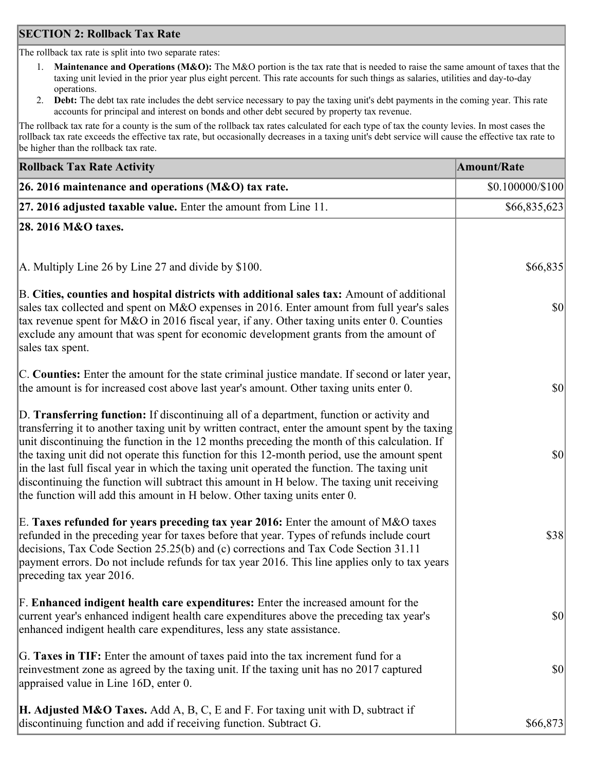## SECTION 2: Rollback Tax Rate

The rollback tax rate is split into two separate rates:

1. **Maintenance and Operations (M&O):** The M&O portion is the tax rate that is needed to raise the same amount of taxes that the taxing unit levied in the prior year plus eight percent. This rate accounts for such things as salaries, utilities and day-to-day operations.
2. **Debt:** The debt tax rate includes the debt service necessary to pay the taxing unit's debt payments in the coming year. This rate accounts for principal and interest on bonds and other debt secured by property tax revenue.

The rollback tax rate for a county is the sum of the rollback tax rates calculated for each type of tax the county levies. In most cases the rollback tax rate exceeds the effective tax rate, but occasionally decreases in a taxing unit's debt service will cause the effective tax rate to be higher than the rollback tax rate.

| Rollback Tax Rate Activity | Amount/Rate |
|---|---|
| **26. 2016 maintenance and operations (M&O) tax rate.** | $0.100000/$100 |
| **27. 2016 adjusted taxable value.** Enter the amount from Line 11. | $66,835,623 |
| **28. 2016 M&O taxes.** | |
| A. Multiply Line 26 by Line 27 and divide by $100. | $66,835 |
| B. **Cities, counties and hospital districts with additional sales tax:** Amount of additional sales tax collected and spent on M&O expenses in 2016. Enter amount from full year's sales tax revenue spent for M&O in 2016 fiscal year, if any. Other taxing units enter 0. Counties exclude any amount that was spent for economic development grants from the amount of sales tax spent. | $0 |
| C. **Counties:** Enter the amount for the state criminal justice mandate. If second or later year, the amount is for increased cost above last year's amount. Other taxing units enter 0. | $0 |
| D. **Transferring function:** If discontinuing all of a department, function or activity and transferring it to another taxing unit by written contract, enter the amount spent by the taxing unit discontinuing the function in the 12 months preceding the month of this calculation. If the taxing unit did not operate this function for this 12-month period, use the amount spent in the last full fiscal year in which the taxing unit operated the function. The taxing unit discontinuing the function will subtract this amount in H below. The taxing unit receiving the function will add this amount in H below. Other taxing units enter 0. | $0 |
| E. **Taxes refunded for years preceding tax year 2016:** Enter the amount of M&O taxes refunded in the preceding year for taxes before that year. Types of refunds include court decisions, Tax Code Section 25.25(b) and (c) corrections and Tax Code Section 31.11 payment errors. Do not include refunds for tax year 2016. This line applies only to tax years preceding tax year 2016. | $38 |
| F. **Enhanced indigent health care expenditures:** Enter the increased amount for the current year's enhanced indigent health care expenditures above the preceding tax year's enhanced indigent health care expenditures, less any state assistance. | $0 |
| G. **Taxes in TIF:** Enter the amount of taxes paid into the tax increment fund for a reinvestment zone as agreed by the taxing unit. If the taxing unit has no 2017 captured appraised value in Line 16D, enter 0. | $0 |
| **H. Adjusted M&O Taxes.** Add A, B, C, E and F. For taxing unit with D, subtract if discontinuing function and add if receiving function. Subtract G. | $66,873 |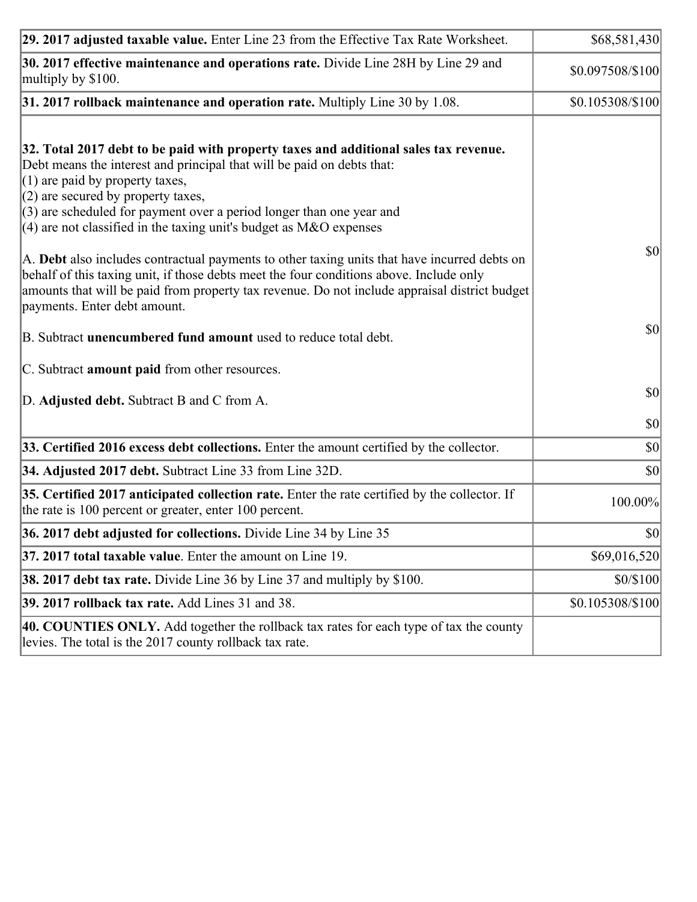| | |
|---|---|
| **29. 2017 adjusted taxable value.** Enter Line 23 from the Effective Tax Rate Worksheet. | $68,581,430 |
| **30. 2017 effective maintenance and operations rate.** Divide Line 28H by Line 29 and multiply by $100. | $0.097508/$100 |
| **31. 2017 rollback maintenance and operation rate.** Multiply Line 30 by 1.08. | $0.105308/$100 |
| **32. Total 2017 debt to be paid with property taxes and additional sales tax revenue.** Debt means the interest and principal that will be paid on debts that:<br>(1) are paid by property taxes,<br>(2) are secured by property taxes,<br>(3) are scheduled for payment over a period longer than one year and<br>(4) are not classified in the taxing unit's budget as M&O expenses<br><br>A. **Debt** also includes contractual payments to other taxing units that have incurred debts on behalf of this taxing unit, if those debts meet the four conditions above. Include only amounts that will be paid from property tax revenue. Do not include appraisal district budget payments. Enter debt amount.<br><br>B. Subtract **unencumbered fund amount** used to reduce total debt.<br><br>C. Subtract **amount paid** from other resources.<br><br>D. **Adjusted debt.** Subtract B and C from A. | $0<br><br>$0<br><br>$0<br><br>$0 |
| **33. Certified 2016 excess debt collections.** Enter the amount certified by the collector. | $0 |
| **34. Adjusted 2017 debt.** Subtract Line 33 from Line 32D. | $0 |
| **35. Certified 2017 anticipated collection rate.** Enter the rate certified by the collector. If the rate is 100 percent or greater, enter 100 percent. | 100.00% |
| **36. 2017 debt adjusted for collections.** Divide Line 34 by Line 35 | $0 |
| **37. 2017 total taxable value**. Enter the amount on Line 19. | $69,016,520 |
| **38. 2017 debt tax rate.** Divide Line 36 by Line 37 and multiply by $100. | $0/$100 |
| **39. 2017 rollback tax rate.** Add Lines 31 and 38. | $0.105308/$100 |
| **40. COUNTIES ONLY.** Add together the rollback tax rates for each type of tax the county levies. The total is the 2017 county rollback tax rate. | |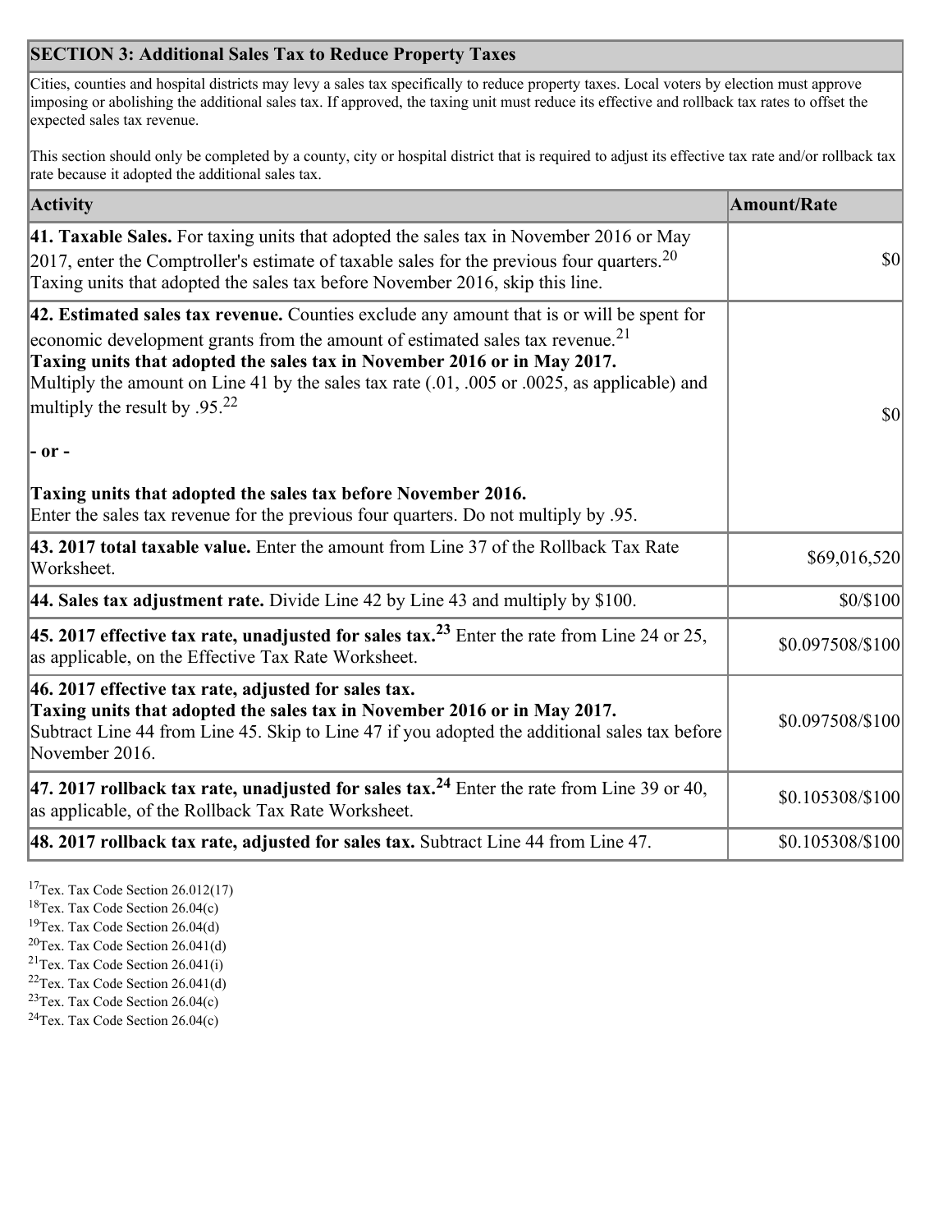## SECTION 3: Additional Sales Tax to Reduce Property Taxes

Cities, counties and hospital districts may levy a sales tax specifically to reduce property taxes. Local voters by election must approve imposing or abolishing the additional sales tax. If approved, the taxing unit must reduce its effective and rollback tax rates to offset the expected sales tax revenue.

This section should only be completed by a county, city or hospital district that is required to adjust its effective tax rate and/or rollback tax rate because it adopted the additional sales tax.

| Activity | Amount/Rate |
|---|---|
| **41. Taxable Sales.** For taxing units that adopted the sales tax in November 2016 or May 2017, enter the Comptroller's estimate of taxable sales for the previous four quarters.[20] Taxing units that adopted the sales tax before November 2016, skip this line. | $0 |
| **42. Estimated sales tax revenue.** Counties exclude any amount that is or will be spent for economic development grants from the amount of estimated sales tax revenue.[21] **Taxing units that adopted the sales tax in November 2016 or in May 2017.** Multiply the amount on Line 41 by the sales tax rate (.01, .005 or .0025, as applicable) and multiply the result by .95.[22] **- or -** **Taxing units that adopted the sales tax before November 2016.** Enter the sales tax revenue for the previous four quarters. Do not multiply by .95. | $0 |
| **43. 2017 total taxable value.** Enter the amount from Line 37 of the Rollback Tax Rate Worksheet. | $69,016,520 |
| **44. Sales tax adjustment rate.** Divide Line 42 by Line 43 and multiply by $100. | $0/$100 |
| **45. 2017 effective tax rate, unadjusted for sales tax.[23]** Enter the rate from Line 24 or 25, as applicable, on the Effective Tax Rate Worksheet. | $0.097508/$100 |
| **46. 2017 effective tax rate, adjusted for sales tax.** **Taxing units that adopted the sales tax in November 2016 or in May 2017.** Subtract Line 44 from Line 45. Skip to Line 47 if you adopted the additional sales tax before November 2016. | $0.097508/$100 |
| **47. 2017 rollback tax rate, unadjusted for sales tax.[24]** Enter the rate from Line 39 or 40, as applicable, of the Rollback Tax Rate Worksheet. | $0.105308/$100 |
| **48. 2017 rollback tax rate, adjusted for sales tax.** Subtract Line 44 from Line 47. | $0.105308/$100 |

[17]Tex. Tax Code Section 26.012(17)
[18]Tex. Tax Code Section 26.04(c)
[19]Tex. Tax Code Section 26.04(d)
[20]Tex. Tax Code Section 26.041(d)
[21]Tex. Tax Code Section 26.041(i)
[22]Tex. Tax Code Section 26.041(d)
[23]Tex. Tax Code Section 26.04(c)
[24]Tex. Tax Code Section 26.04(c)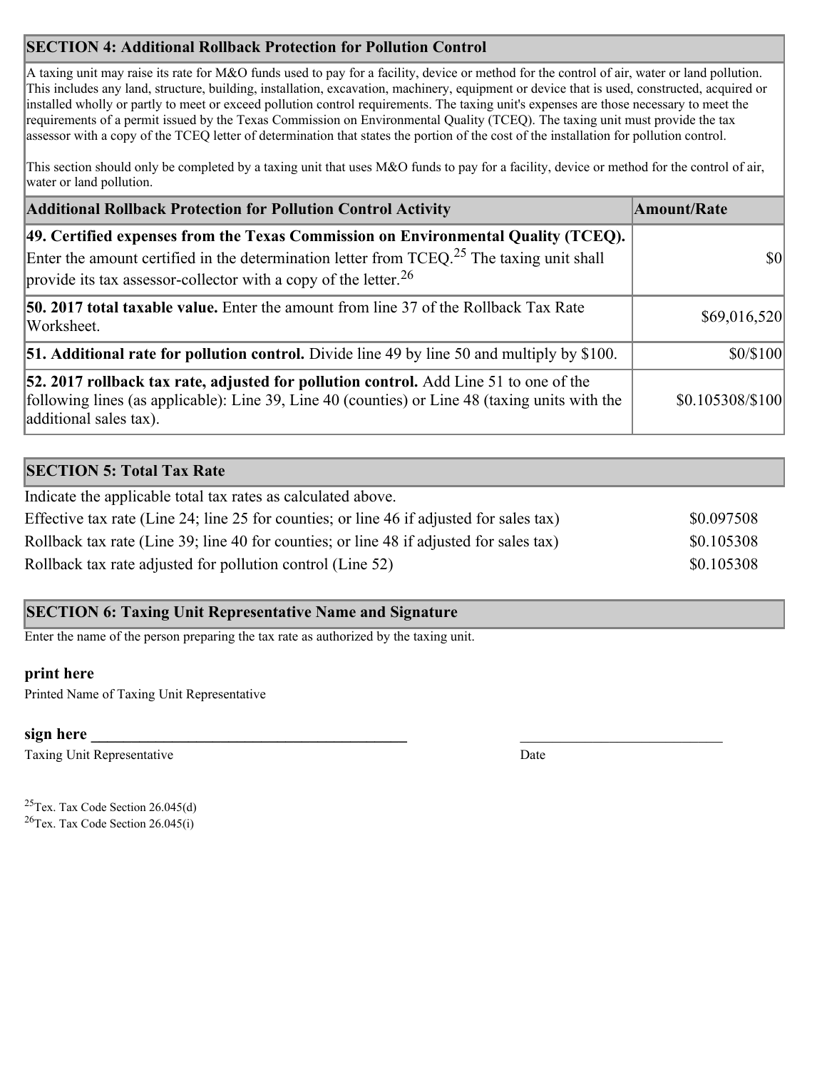## SECTION 4: Additional Rollback Protection for Pollution Control

A taxing unit may raise its rate for M&O funds used to pay for a facility, device or method for the control of air, water or land pollution. This includes any land, structure, building, installation, excavation, machinery, equipment or device that is used, constructed, acquired or installed wholly or partly to meet or exceed pollution control requirements. The taxing unit's expenses are those necessary to meet the requirements of a permit issued by the Texas Commission on Environmental Quality (TCEQ). The taxing unit must provide the tax assessor with a copy of the TCEQ letter of determination that states the portion of the cost of the installation for pollution control.

This section should only be completed by a taxing unit that uses M&O funds to pay for a facility, device or method for the control of air, water or land pollution.

| Additional Rollback Protection for Pollution Control Activity | Amount/Rate |
|---|---|
| **49. Certified expenses from the Texas Commission on Environmental Quality (TCEQ).** Enter the amount certified in the determination letter from TCEQ.[25] The taxing unit shall provide its tax assessor-collector with a copy of the letter.[26] | $0 |
| **50. 2017 total taxable value.** Enter the amount from line 37 of the Rollback Tax Rate Worksheet. | $69,016,520 |
| **51. Additional rate for pollution control.** Divide line 49 by line 50 and multiply by $100. | $0/$100 |
| **52. 2017 rollback tax rate, adjusted for pollution control.** Add Line 51 to one of the following lines (as applicable): Line 39, Line 40 (counties) or Line 48 (taxing units with the additional sales tax). | $0.105308/$100 |

## SECTION 5: Total Tax Rate

Indicate the applicable total tax rates as calculated above.

| | |
|---|---|
| Effective tax rate (Line 24; line 25 for counties; or line 46 if adjusted for sales tax) | $0.097508 |
| Rollback tax rate (Line 39; line 40 for counties; or line 48 if adjusted for sales tax) | $0.105308 |
| Rollback tax rate adjusted for pollution control (Line 52) | $0.105308 |

## SECTION 6: Taxing Unit Representative Name and Signature

Enter the name of the person preparing the tax rate as authorized by the taxing unit.

**print here**

Printed Name of Taxing Unit Representative

**sign here** ________________________________________ ____________________________

Taxing Unit Representative Date

[25]Tex. Tax Code Section 26.045(d)
[26]Tex. Tax Code Section 26.045(i)